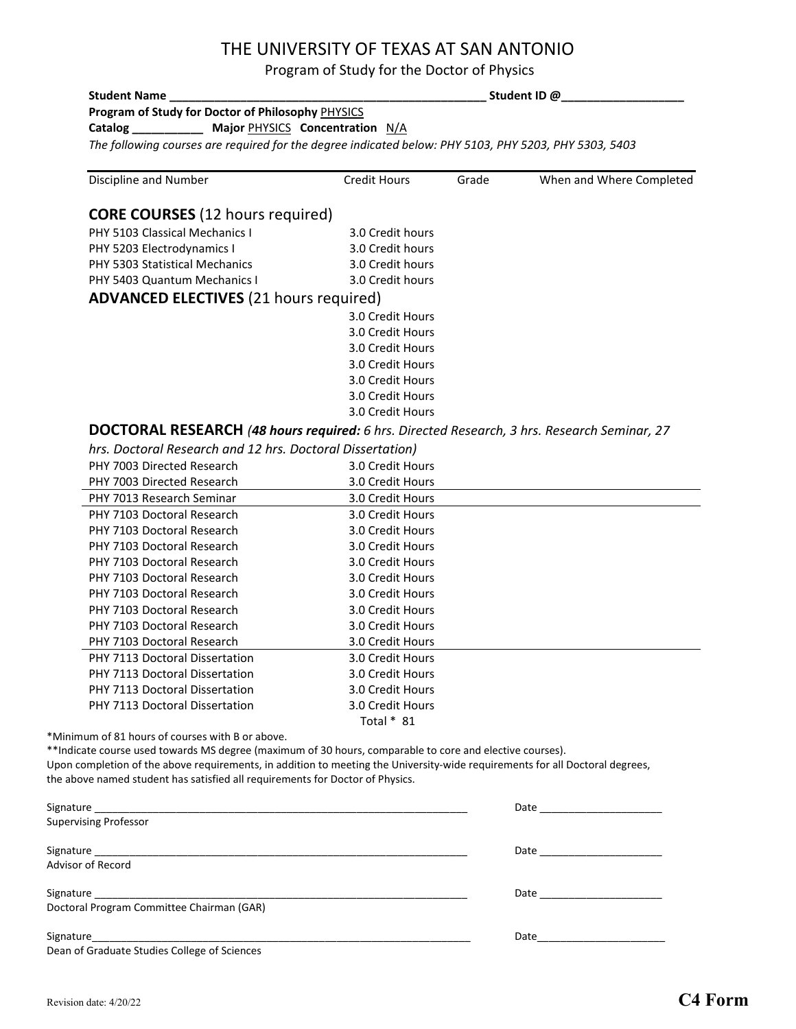# THE UNIVERSITY OF TEXAS AT SAN ANTONIO

Program of Study for the Doctor of Physics

**Student Name** ______________________________________________ **Student ID @**__________________

**Program of Study for Doctor of Philosophy** PHYSICS

**Catalog** ___________ **Major** PHYSICS **Concentration** N/A

*The following courses are required for the degree indicated below: PHY 5103, PHY 5203, PHY 5303, 5403*

| Discipline and Number | Credit Hours | Grade | When and Where Completed |
|---|---|---|---|
| **CORE COURSES** (12 hours required) | | | |
| PHY 5103 Classical Mechanics I | 3.0 Credit hours | | |
| PHY 5203 Electrodynamics I | 3.0 Credit hours | | |
| PHY 5303 Statistical Mechanics | 3.0 Credit hours | | |
| PHY 5403 Quantum Mechanics I | 3.0 Credit hours | | |
| **ADVANCED ELECTIVES** (21 hours required) | | | |
| | 3.0 Credit Hours | | |
| | 3.0 Credit Hours | | |
| | 3.0 Credit Hours | | |
| | 3.0 Credit Hours | | |
| | 3.0 Credit Hours | | |
| | 3.0 Credit Hours | | |
| | 3.0 Credit Hours | | |
| **DOCTORAL RESEARCH** *(**48 hours required:** 6 hrs. Directed Research, 3 hrs. Research Seminar, 27 hrs. Doctoral Research and 12 hrs. Doctoral Dissertation)* | | | |
| PHY 7003 Directed Research | 3.0 Credit Hours | | |
| PHY 7003 Directed Research | 3.0 Credit Hours | | |
| PHY 7013 Research Seminar | 3.0 Credit Hours | | |
| PHY 7103 Doctoral Research | 3.0 Credit Hours | | |
| PHY 7103 Doctoral Research | 3.0 Credit Hours | | |
| PHY 7103 Doctoral Research | 3.0 Credit Hours | | |
| PHY 7103 Doctoral Research | 3.0 Credit Hours | | |
| PHY 7103 Doctoral Research | 3.0 Credit Hours | | |
| PHY 7103 Doctoral Research | 3.0 Credit Hours | | |
| PHY 7103 Doctoral Research | 3.0 Credit Hours | | |
| PHY 7103 Doctoral Research | 3.0 Credit Hours | | |
| PHY 7103 Doctoral Research | 3.0 Credit Hours | | |
| PHY 7113 Doctoral Dissertation | 3.0 Credit Hours | | |
| PHY 7113 Doctoral Dissertation | 3.0 Credit Hours | | |
| PHY 7113 Doctoral Dissertation | 3.0 Credit Hours | | |
| PHY 7113 Doctoral Dissertation | 3.0 Credit Hours | | |
| | Total * 81 | | |

*Minimum of 81 hours of courses with B or above.

**Indicate course used towards MS degree (maximum of 30 hours, comparable to core and elective courses).

Upon completion of the above requirements, in addition to meeting the University-wide requirements for all Doctoral degrees, the above named student has satisfied all requirements for Doctor of Physics.

Signature ______________________________________________ Date ____________________
Supervising Professor

Signature ______________________________________________ Date ____________________
Advisor of Record

Signature ______________________________________________ Date ____________________
Doctoral Program Committee Chairman (GAR)

Signature ______________________________________________ Date ____________________
Dean of Graduate Studies College of Sciences

Revision date: 4/20/22

**C4 Form**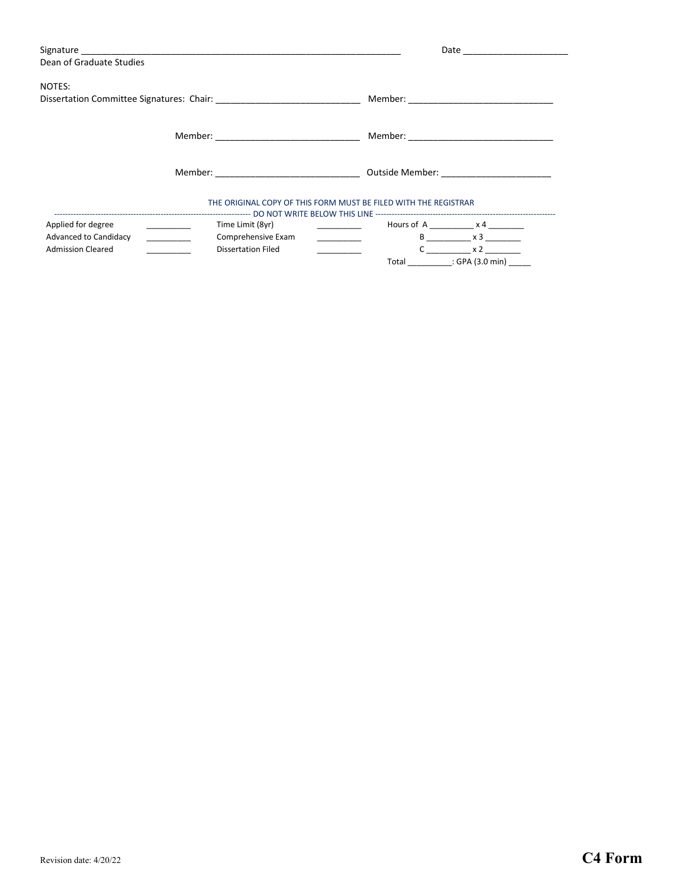Signature ________________________________________________________________ Date ______________________

Dean of Graduate Studies

NOTES:

Dissertation Committee Signatures: Chair: ____________________________ Member: ____________________________

Member: ____________________________ Member: ____________________________

Member: ____________________________ Outside Member: ______________________

THE ORIGINAL COPY OF THIS FORM MUST BE FILED WITH THE REGISTRAR

---------------------------------------------------------------- DO NOT WRITE BELOW THIS LINE ----------------------------------------------------------------

| | | | | |
|---|---|---|---|---|
| Applied for degree | __________ | Time Limit (8yr) | __________ | Hours of A __________ x 4 ________ |
| Advanced to Candidacy | __________ | Comprehensive Exam | __________ | B __________ x 3 ________ |
| Admission Cleared | __________ | Dissertation Filed | __________ | C __________ x 2 ________ |
| | | | | Total __________: GPA (3.0 min) _____ |

Revision date: 4/20/22

**C4 Form**